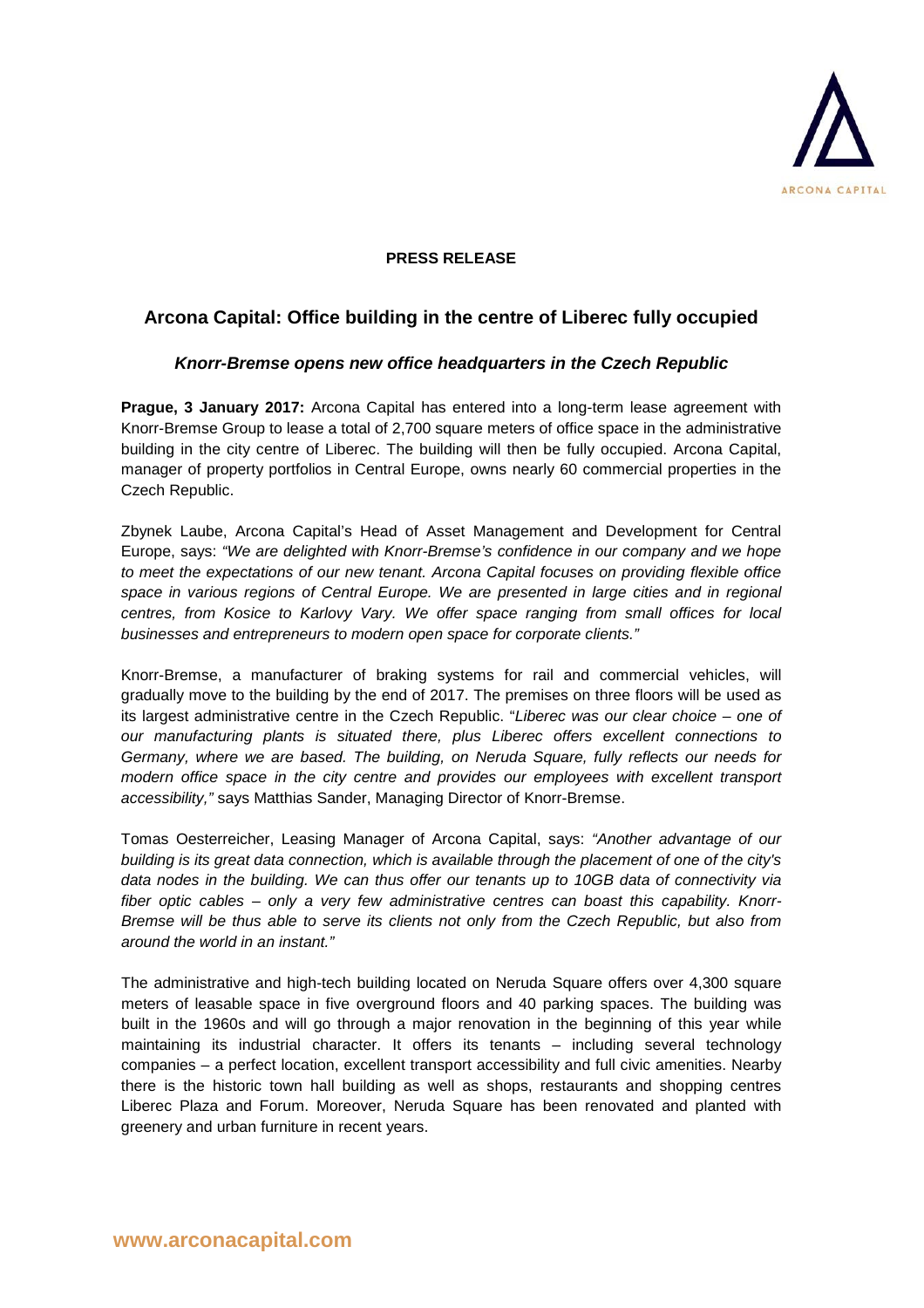**PRESS RELEASE**

## Arcona Capital: Office building in the centre of Liberec fully occupied

### *Knorr-Bremse opens new office headquarters in the Czech Republic*

**Prague, 3 January 2017:** Arcona Capital has entered into a long-term lease agreement with Knorr-Bremse Group to lease a total of 2,700 square meters of office space in the administrative building in the city centre of Liberec. The building will then be fully occupied. Arcona Capital, manager of property portfolios in Central Europe, owns nearly 60 commercial properties in the Czech Republic.

Zbynek Laube, Arcona Capital's Head of Asset Management and Development for Central Europe, says: *"We are delighted with Knorr-Bremse's confidence in our company and we hope to meet the expectations of our new tenant. Arcona Capital focuses on providing flexible office space in various regions of Central Europe. We are presented in large cities and in regional centres, from Kosice to Karlovy Vary. We offer space ranging from small offices for local businesses and entrepreneurs to modern open space for corporate clients."*

Knorr-Bremse, a manufacturer of braking systems for rail and commercial vehicles, will gradually move to the building by the end of 2017. The premises on three floors will be used as its largest administrative centre in the Czech Republic. "*Liberec was our clear choice – one of our manufacturing plants is situated there, plus Liberec offers excellent connections to Germany, where we are based. The building, on Neruda Square, fully reflects our needs for modern office space in the city centre and provides our employees with excellent transport accessibility,"* says Matthias Sander, Managing Director of Knorr-Bremse.

Tomas Oesterreicher, Leasing Manager of Arcona Capital, says: *"Another advantage of our building is its great data connection, which is available through the placement of one of the city's data nodes in the building. We can thus offer our tenants up to 10GB data of connectivity via fiber optic cables – only a very few administrative centres can boast this capability. Knorr-Bremse will be thus able to serve its clients not only from the Czech Republic, but also from around the world in an instant."*

The administrative and high-tech building located on Neruda Square offers over 4,300 square meters of leasable space in five overground floors and 40 parking spaces. The building was built in the 1960s and will go through a major renovation in the beginning of this year while maintaining its industrial character. It offers its tenants – including several technology companies – a perfect location, excellent transport accessibility and full civic amenities. Nearby there is the historic town hall building as well as shops, restaurants and shopping centres Liberec Plaza and Forum. Moreover, Neruda Square has been renovated and planted with greenery and urban furniture in recent years.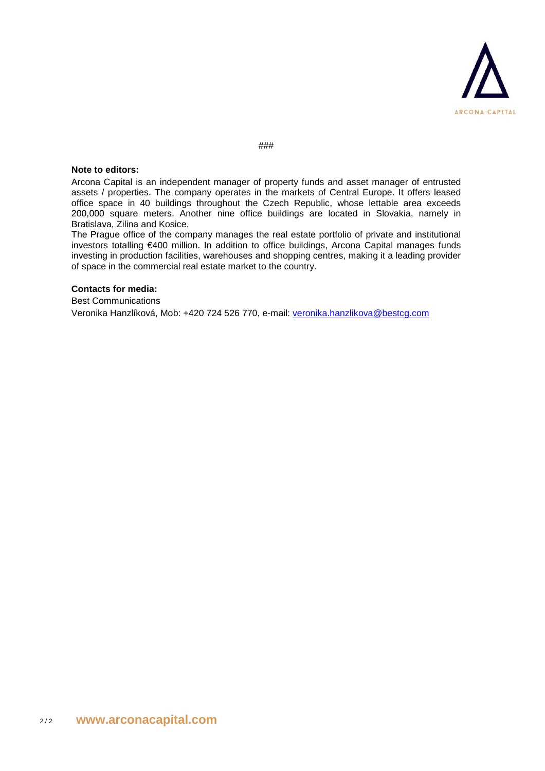###

**Note to editors:**

Arcona Capital is an independent manager of property funds and asset manager of entrusted assets / properties. The company operates in the markets of Central Europe. It offers leased office space in 40 buildings throughout the Czech Republic, whose lettable area exceeds 200,000 square meters. Another nine office buildings are located in Slovakia, namely in Bratislava, Zilina and Kosice.

The Prague office of the company manages the real estate portfolio of private and institutional investors totalling €400 million. In addition to office buildings, Arcona Capital manages funds investing in production facilities, warehouses and shopping centres, making it a leading provider of space in the commercial real estate market to the country.

**Contacts for media:**

Best Communications

Veronika Hanzlíková, Mob: +420 724 526 770, e-mail: veronika.hanzlikova@bestcg.com